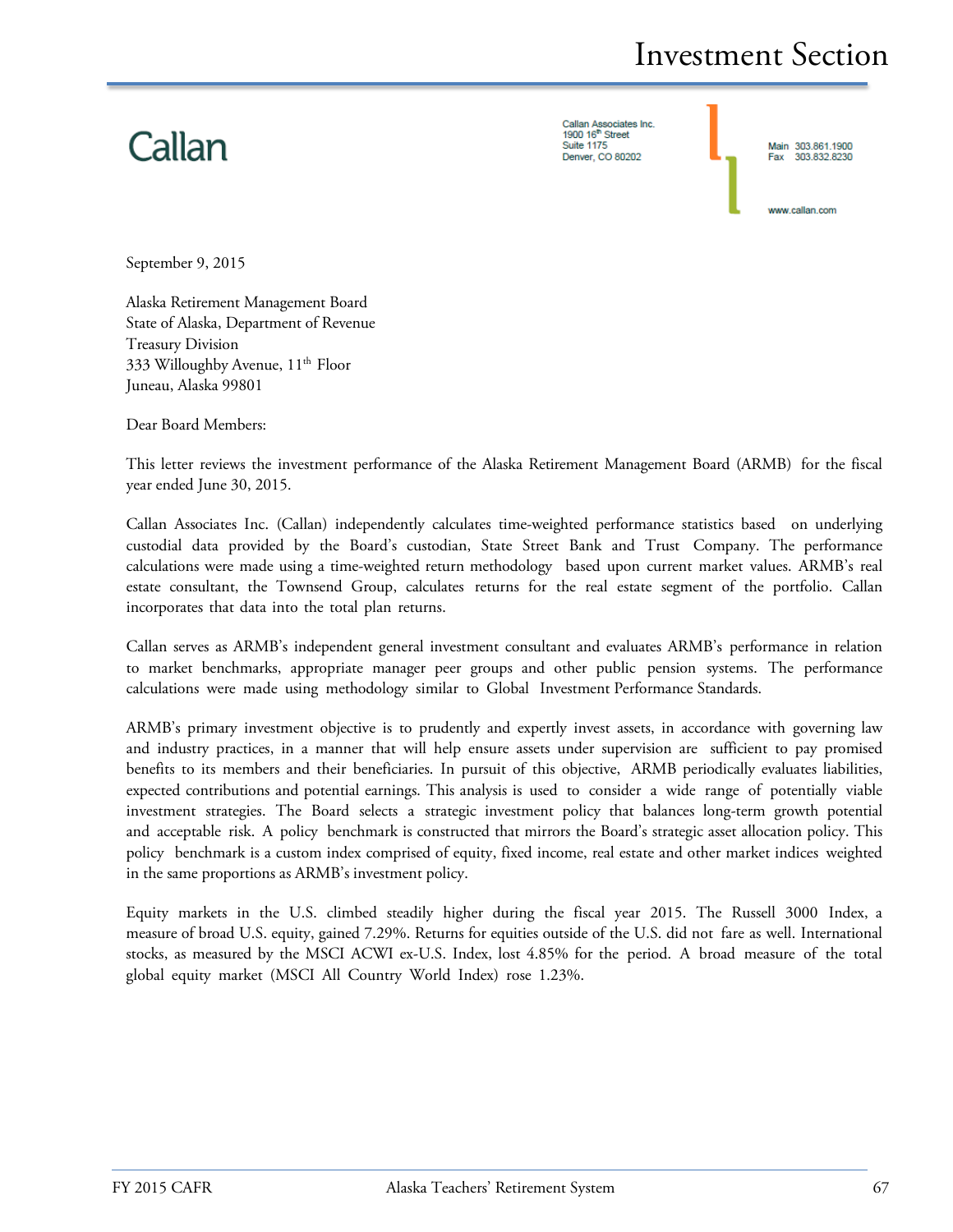# Investment Section

Callan

Callan Associates Inc.
1900 16th Street
Suite 1175
Denver, CO 80202

Main 303.861.1900
Fax 303.832.8230

www.callan.com

September 9, 2015

Alaska Retirement Management Board
State of Alaska, Department of Revenue
Treasury Division
333 Willoughby Avenue, 11th Floor
Juneau, Alaska 99801

Dear Board Members:

This letter reviews the investment performance of the Alaska Retirement Management Board (ARMB) for the fiscal year ended June 30, 2015.

Callan Associates Inc. (Callan) independently calculates time-weighted performance statistics based on underlying custodial data provided by the Board's custodian, State Street Bank and Trust Company. The performance calculations were made using a time-weighted return methodology based upon current market values. ARMB's real estate consultant, the Townsend Group, calculates returns for the real estate segment of the portfolio. Callan incorporates that data into the total plan returns.

Callan serves as ARMB's independent general investment consultant and evaluates ARMB's performance in relation to market benchmarks, appropriate manager peer groups and other public pension systems. The performance calculations were made using methodology similar to Global Investment Performance Standards.

ARMB's primary investment objective is to prudently and expertly invest assets, in accordance with governing law and industry practices, in a manner that will help ensure assets under supervision are sufficient to pay promised benefits to its members and their beneficiaries. In pursuit of this objective, ARMB periodically evaluates liabilities, expected contributions and potential earnings. This analysis is used to consider a wide range of potentially viable investment strategies. The Board selects a strategic investment policy that balances long-term growth potential and acceptable risk. A policy benchmark is constructed that mirrors the Board's strategic asset allocation policy. This policy benchmark is a custom index comprised of equity, fixed income, real estate and other market indices weighted in the same proportions as ARMB's investment policy.

Equity markets in the U.S. climbed steadily higher during the fiscal year 2015. The Russell 3000 Index, a measure of broad U.S. equity, gained 7.29%. Returns for equities outside of the U.S. did not fare as well. International stocks, as measured by the MSCI ACWI ex-U.S. Index, lost 4.85% for the period. A broad measure of the total global equity market (MSCI All Country World Index) rose 1.23%.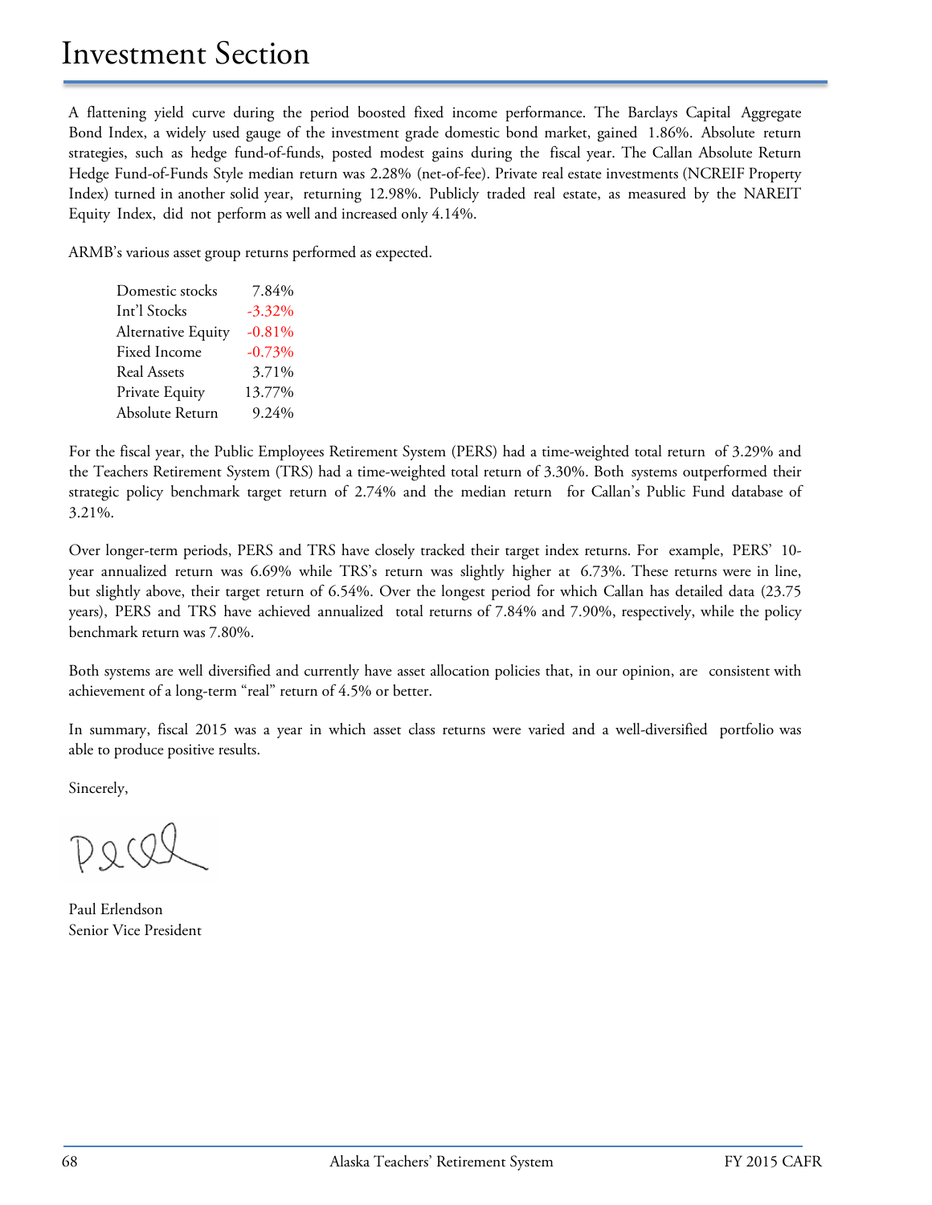# Investment Section

A flattening yield curve during the period boosted fixed income performance. The Barclays Capital Aggregate Bond Index, a widely used gauge of the investment grade domestic bond market, gained 1.86%. Absolute return strategies, such as hedge fund-of-funds, posted modest gains during the fiscal year. The Callan Absolute Return Hedge Fund-of-Funds Style median return was 2.28% (net-of-fee). Private real estate investments (NCREIF Property Index) turned in another solid year, returning 12.98%. Publicly traded real estate, as measured by the NAREIT Equity Index, did not perform as well and increased only 4.14%.

ARMB's various asset group returns performed as expected.

| | |
|---|---|
| Domestic stocks | 7.84% |
| Int'l Stocks | -3.32% |
| Alternative Equity | -0.81% |
| Fixed Income | -0.73% |
| Real Assets | 3.71% |
| Private Equity | 13.77% |
| Absolute Return | 9.24% |

For the fiscal year, the Public Employees Retirement System (PERS) had a time-weighted total return of 3.29% and the Teachers Retirement System (TRS) had a time-weighted total return of 3.30%. Both systems outperformed their strategic policy benchmark target return of 2.74% and the median return for Callan's Public Fund database of 3.21%.

Over longer-term periods, PERS and TRS have closely tracked their target index returns. For example, PERS' 10-year annualized return was 6.69% while TRS's return was slightly higher at 6.73%. These returns were in line, but slightly above, their target return of 6.54%. Over the longest period for which Callan has detailed data (23.75 years), PERS and TRS have achieved annualized total returns of 7.84% and 7.90%, respectively, while the policy benchmark return was 7.80%.

Both systems are well diversified and currently have asset allocation policies that, in our opinion, are consistent with achievement of a long-term "real" return of 4.5% or better.

In summary, fiscal 2015 was a year in which asset class returns were varied and a well-diversified portfolio was able to produce positive results.

Sincerely,

Paul Erlendson
Senior Vice President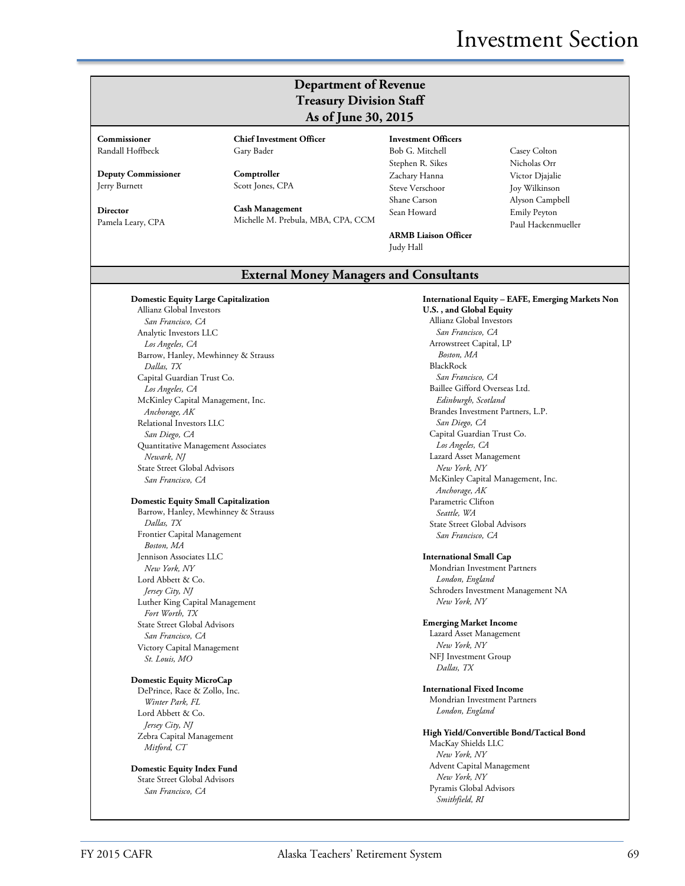## Department of Revenue
## Treasury Division Staff
## As of June 30, 2015

**Commissioner**
Randall Hoffbeck

**Deputy Commissioner**
Jerry Burnett

**Director**
Pamela Leary, CPA

**Chief Investment Officer**
Gary Bader

**Comptroller**
Scott Jones, CPA

**Cash Management**
Michelle M. Prebula, MBA, CPA, CCM

**Investment Officers**
Bob G. Mitchell
Stephen R. Sikes
Zachary Hanna
Steve Verschoor
Shane Carson
Sean Howard
Casey Colton
Nicholas Orr
Victor Djajalie
Joy Wilkinson
Alyson Campbell
Emily Peyton
Paul Hackenmueller

**ARMB Liaison Officer**
Judy Hall

## External Money Managers and Consultants

**Domestic Equity Large Capitalization**
Allianz Global Investors
*San Francisco, CA*
Analytic Investors LLC
*Los Angeles, CA*
Barrow, Hanley, Mewhinney & Strauss
*Dallas, TX*
Capital Guardian Trust Co.
*Los Angeles, CA*
McKinley Capital Management, Inc.
*Anchorage, AK*
Relational Investors LLC
*San Diego, CA*
Quantitative Management Associates
*Newark, NJ*
State Street Global Advisors
*San Francisco, CA*

**Domestic Equity Small Capitalization**
Barrow, Hanley, Mewhinney & Strauss
*Dallas, TX*
Frontier Capital Management
*Boston, MA*
Jennison Associates LLC
*New York, NY*
Lord Abbett & Co.
*Jersey City, NJ*
Luther King Capital Management
*Fort Worth, TX*
State Street Global Advisors
*San Francisco, CA*
Victory Capital Management
*St. Louis, MO*

**Domestic Equity MicroCap**
DePrince, Race & Zollo, Inc.
*Winter Park, FL*
Lord Abbett & Co.
*Jersey City, NJ*
Zebra Capital Management
*Mitford, CT*

**Domestic Equity Index Fund**
State Street Global Advisors
*San Francisco, CA*

**International Equity – EAFE, Emerging Markets Non U.S. , and Global Equity**
Allianz Global Investors
*San Francisco, CA*
Arrowstreet Capital, LP
*Boston, MA*
BlackRock
*San Francisco, CA*
Baillee Gifford Overseas Ltd.
*Edinburgh, Scotland*
Brandes Investment Partners, L.P.
*San Diego, CA*
Capital Guardian Trust Co.
*Los Angeles, CA*
Lazard Asset Management
*New York, NY*
McKinley Capital Management, Inc.
*Anchorage, AK*
Parametric Clifton
*Seattle, WA*
State Street Global Advisors
*San Francisco, CA*

**International Small Cap**
Mondrian Investment Partners
*London, England*
Schroders Investment Management NA
*New York, NY*

**Emerging Market Income**
Lazard Asset Management
*New York, NY*
NFJ Investment Group
*Dallas, TX*

**International Fixed Income**
Mondrian Investment Partners
*London, England*

**High Yield/Convertible Bond/Tactical Bond**
MacKay Shields LLC
*New York, NY*
Advent Capital Management
*New York, NY*
Pyramis Global Advisors
*Smithfield, RI*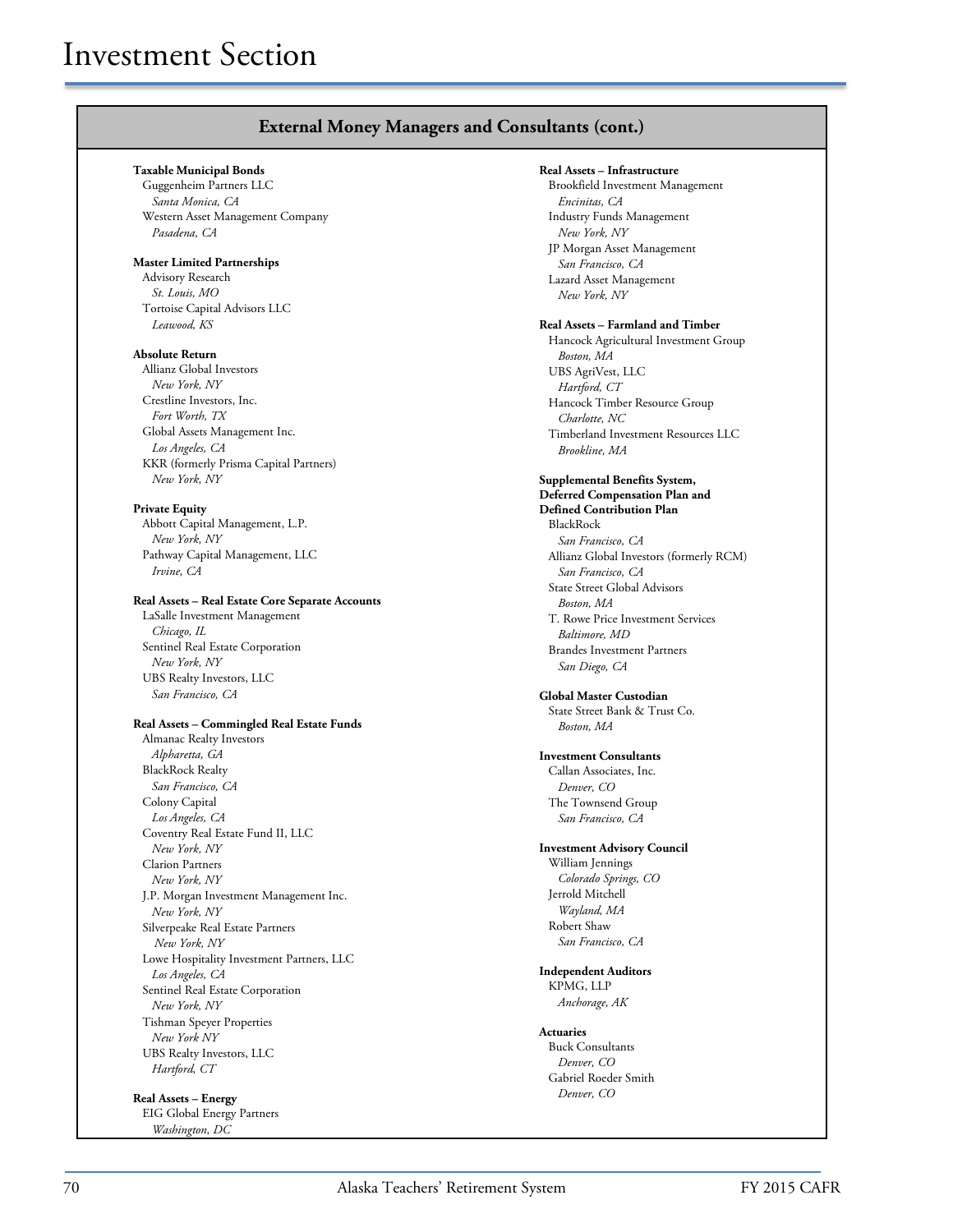# Investment Section

## External Money Managers and Consultants (cont.)

**Taxable Municipal Bonds**
Guggenheim Partners LLC
*Santa Monica, CA*
Western Asset Management Company
*Pasadena, CA*

**Master Limited Partnerships**
Advisory Research
*St. Louis, MO*
Tortoise Capital Advisors LLC
*Leawood, KS*

**Absolute Return**
Allianz Global Investors
*New York, NY*
Crestline Investors, Inc.
*Fort Worth, TX*
Global Assets Management Inc.
*Los Angeles, CA*
KKR (formerly Prisma Capital Partners)
*New York, NY*

**Private Equity**
Abbott Capital Management, L.P.
*New York, NY*
Pathway Capital Management, LLC
*Irvine, CA*

**Real Assets – Real Estate Core Separate Accounts**
LaSalle Investment Management
*Chicago, IL*
Sentinel Real Estate Corporation
*New York, NY*
UBS Realty Investors, LLC
*San Francisco, CA*

**Real Assets – Commingled Real Estate Funds**
Almanac Realty Investors
*Alpharetta, GA*
BlackRock Realty
*San Francisco, CA*
Colony Capital
*Los Angeles, CA*
Coventry Real Estate Fund II, LLC
*New York, NY*
Clarion Partners
*New York, NY*
J.P. Morgan Investment Management Inc.
*New York, NY*
Silverpeake Real Estate Partners
*New York, NY*
Lowe Hospitality Investment Partners, LLC
*Los Angeles, CA*
Sentinel Real Estate Corporation
*New York, NY*
Tishman Speyer Properties
*New York NY*
UBS Realty Investors, LLC
*Hartford, CT*

**Real Assets – Energy**
EIG Global Energy Partners
*Washington, DC*

**Real Assets – Infrastructure**
Brookfield Investment Management
*Encinitas, CA*
Industry Funds Management
*New York, NY*
JP Morgan Asset Management
*San Francisco, CA*
Lazard Asset Management
*New York, NY*

**Real Assets – Farmland and Timber**
Hancock Agricultural Investment Group
*Boston, MA*
UBS AgriVest, LLC
*Hartford, CT*
Hancock Timber Resource Group
*Charlotte, NC*
Timberland Investment Resources LLC
*Brookline, MA*

**Supplemental Benefits System, Deferred Compensation Plan and Defined Contribution Plan**
BlackRock
*San Francisco, CA*
Allianz Global Investors (formerly RCM)
*San Francisco, CA*
State Street Global Advisors
*Boston, MA*
T. Rowe Price Investment Services
*Baltimore, MD*
Brandes Investment Partners
*San Diego, CA*

**Global Master Custodian**
State Street Bank & Trust Co.
*Boston, MA*

**Investment Consultants**
Callan Associates, Inc.
*Denver, CO*
The Townsend Group
*San Francisco, CA*

**Investment Advisory Council**
William Jennings
*Colorado Springs, CO*
Jerrold Mitchell
*Wayland, MA*
Robert Shaw
*San Francisco, CA*

**Independent Auditors**
KPMG, LLP
*Anchorage, AK*

**Actuaries**
Buck Consultants
*Denver, CO*
Gabriel Roeder Smith
*Denver, CO*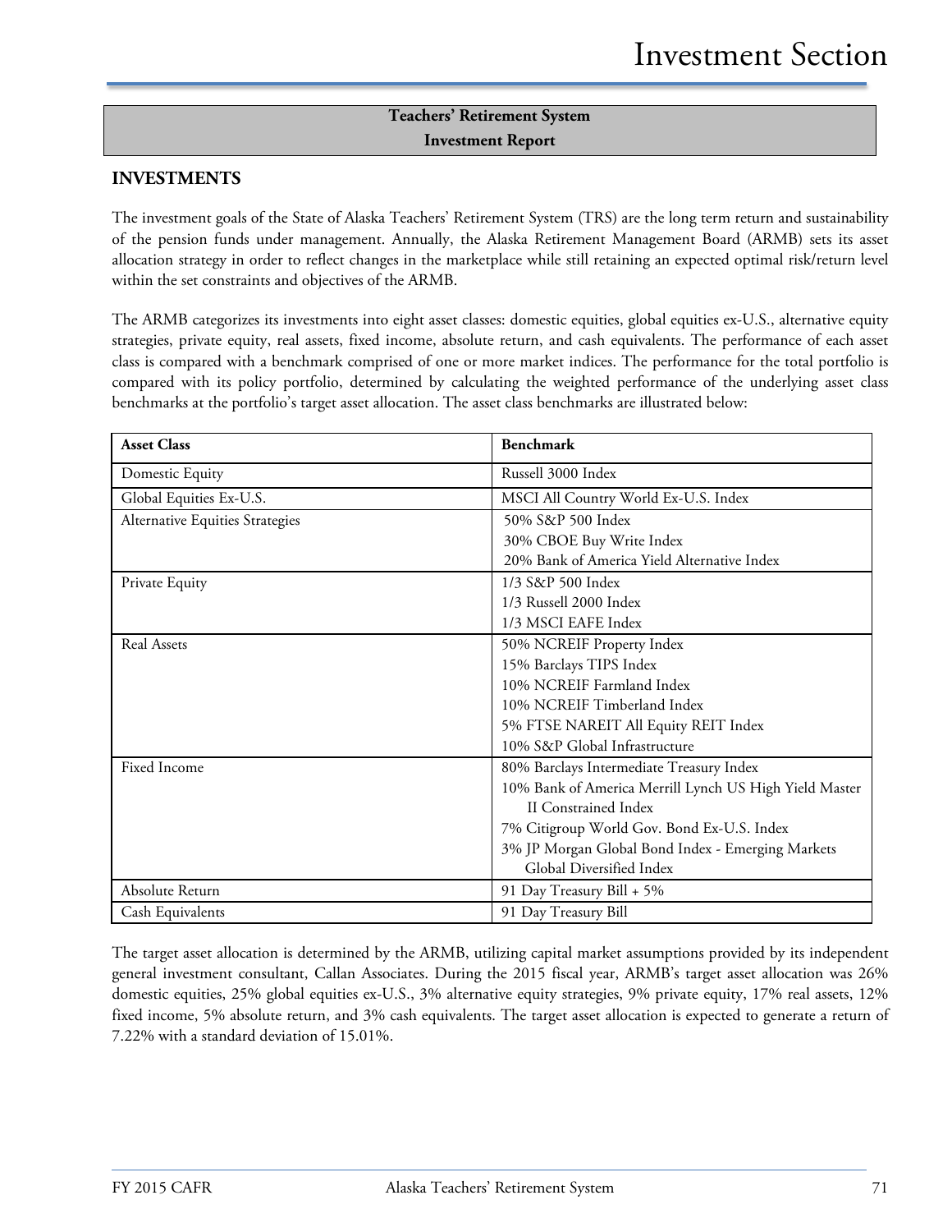## Teachers' Retirement System
## Investment Report

### INVESTMENTS

The investment goals of the State of Alaska Teachers' Retirement System (TRS) are the long term return and sustainability of the pension funds under management. Annually, the Alaska Retirement Management Board (ARMB) sets its asset allocation strategy in order to reflect changes in the marketplace while still retaining an expected optimal risk/return level within the set constraints and objectives of the ARMB.

The ARMB categorizes its investments into eight asset classes: domestic equities, global equities ex-U.S., alternative equity strategies, private equity, real assets, fixed income, absolute return, and cash equivalents. The performance of each asset class is compared with a benchmark comprised of one or more market indices. The performance for the total portfolio is compared with its policy portfolio, determined by calculating the weighted performance of the underlying asset class benchmarks at the portfolio's target asset allocation. The asset class benchmarks are illustrated below:

| Asset Class | Benchmark |
|---|---|
| Domestic Equity | Russell 3000 Index |
| Global Equities Ex-U.S. | MSCI All Country World Ex-U.S. Index |
| Alternative Equities Strategies | 50% S&P 500 Index<br>30% CBOE Buy Write Index<br>20% Bank of America Yield Alternative Index |
| Private Equity | 1/3 S&P 500 Index<br>1/3 Russell 2000 Index<br>1/3 MSCI EAFE Index |
| Real Assets | 50% NCREIF Property Index<br>15% Barclays TIPS Index<br>10% NCREIF Farmland Index<br>10% NCREIF Timberland Index<br>5% FTSE NAREIT All Equity REIT Index<br>10% S&P Global Infrastructure |
| Fixed Income | 80% Barclays Intermediate Treasury Index<br>10% Bank of America Merrill Lynch US High Yield Master II Constrained Index<br>7% Citigroup World Gov. Bond Ex-U.S. Index<br>3% JP Morgan Global Bond Index - Emerging Markets Global Diversified Index |
| Absolute Return | 91 Day Treasury Bill + 5% |
| Cash Equivalents | 91 Day Treasury Bill |

The target asset allocation is determined by the ARMB, utilizing capital market assumptions provided by its independent general investment consultant, Callan Associates. During the 2015 fiscal year, ARMB's target asset allocation was 26% domestic equities, 25% global equities ex-U.S., 3% alternative equity strategies, 9% private equity, 17% real assets, 12% fixed income, 5% absolute return, and 3% cash equivalents. The target asset allocation is expected to generate a return of 7.22% with a standard deviation of 15.01%.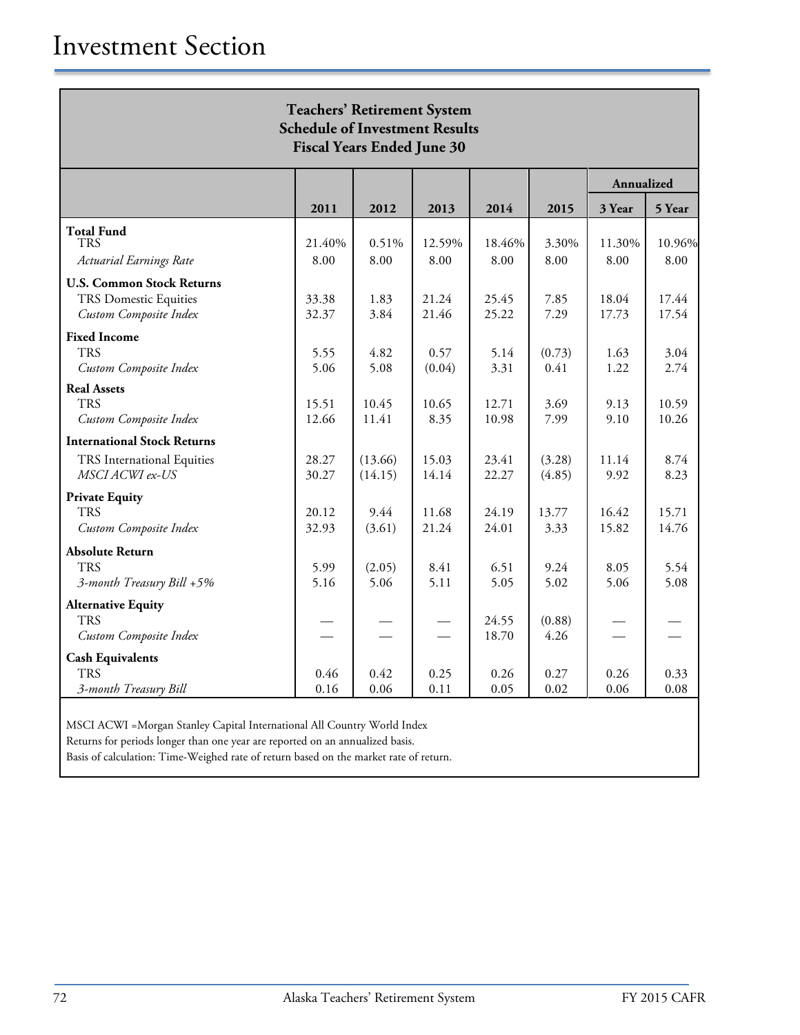# Investment Section

**Teachers' Retirement System**
**Schedule of Investment Results**
**Fiscal Years Ended June 30**

| | 2011 | 2012 | 2013 | 2014 | 2015 | Annualized 3 Year | Annualized 5 Year |
|---|---|---|---|---|---|---|---|
| **Total Fund** | | | | | | | |
| TRS | 21.40% | 0.51% | 12.59% | 18.46% | 3.30% | 11.30% | 10.96% |
| *Actuarial Earnings Rate* | 8.00 | 8.00 | 8.00 | 8.00 | 8.00 | 8.00 | 8.00 |
| **U.S. Common Stock Returns** | | | | | | | |
| TRS Domestic Equities | 33.38 | 1.83 | 21.24 | 25.45 | 7.85 | 18.04 | 17.44 |
| *Custom Composite Index* | 32.37 | 3.84 | 21.46 | 25.22 | 7.29 | 17.73 | 17.54 |
| **Fixed Income** | | | | | | | |
| TRS | 5.55 | 4.82 | 0.57 | 5.14 | (0.73) | 1.63 | 3.04 |
| *Custom Composite Index* | 5.06 | 5.08 | (0.04) | 3.31 | 0.41 | 1.22 | 2.74 |
| **Real Assets** | | | | | | | |
| TRS | 15.51 | 10.45 | 10.65 | 12.71 | 3.69 | 9.13 | 10.59 |
| *Custom Composite Index* | 12.66 | 11.41 | 8.35 | 10.98 | 7.99 | 9.10 | 10.26 |
| **International Stock Returns** | | | | | | | |
| TRS International Equities | 28.27 | (13.66) | 15.03 | 23.41 | (3.28) | 11.14 | 8.74 |
| *MSCI ACWI ex-US* | 30.27 | (14.15) | 14.14 | 22.27 | (4.85) | 9.92 | 8.23 |
| **Private Equity** | | | | | | | |
| TRS | 20.12 | 9.44 | 11.68 | 24.19 | 13.77 | 16.42 | 15.71 |
| *Custom Composite Index* | 32.93 | (3.61) | 21.24 | 24.01 | 3.33 | 15.82 | 14.76 |
| **Absolute Return** | | | | | | | |
| TRS | 5.99 | (2.05) | 8.41 | 6.51 | 9.24 | 8.05 | 5.54 |
| *3-month Treasury Bill +5%* | 5.16 | 5.06 | 5.11 | 5.05 | 5.02 | 5.06 | 5.08 |
| **Alternative Equity** | | | | | | | |
| TRS | — | — | — | 24.55 | (0.88) | — | — |
| *Custom Composite Index* | — | — | — | 18.70 | 4.26 | — | — |
| **Cash Equivalents** | | | | | | | |
| TRS | 0.46 | 0.42 | 0.25 | 0.26 | 0.27 | 0.26 | 0.33 |
| *3-month Treasury Bill* | 0.16 | 0.06 | 0.11 | 0.05 | 0.02 | 0.06 | 0.08 |

MSCI ACWI =Morgan Stanley Capital International All Country World Index

Returns for periods longer than one year are reported on an annualized basis.

Basis of calculation: Time-Weighed rate of return based on the market rate of return.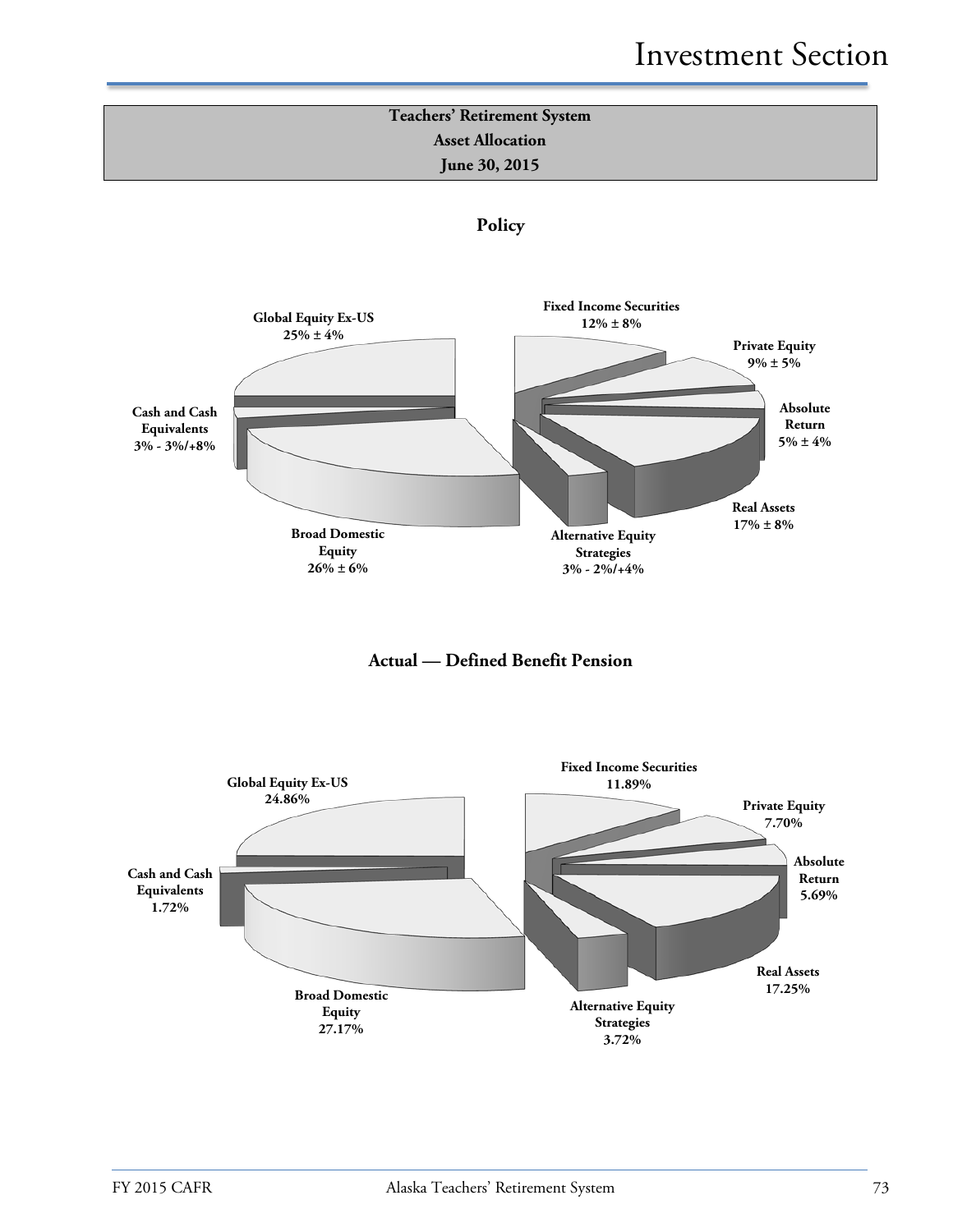# Teachers' Retirement System
## Asset Allocation
## June 30, 2015

### Policy

Global Equity Ex-US
25% ± 4%

Fixed Income Securities
12% ± 8%

Private Equity
9% ± 5%

Absolute Return
5% ± 4%

Real Assets
17% ± 8%

Alternative Equity Strategies
3% - 2%/+4%

Broad Domestic Equity
26% ± 6%

Cash and Cash Equivalents
3% - 3%/+8%

### Actual — Defined Benefit Pension

Global Equity Ex-US
24.86%

Fixed Income Securities
11.89%

Private Equity
7.70%

Absolute Return
5.69%

Real Assets
17.25%

Alternative Equity Strategies
3.72%

Broad Domestic Equity
27.17%

Cash and Cash Equivalents
1.72%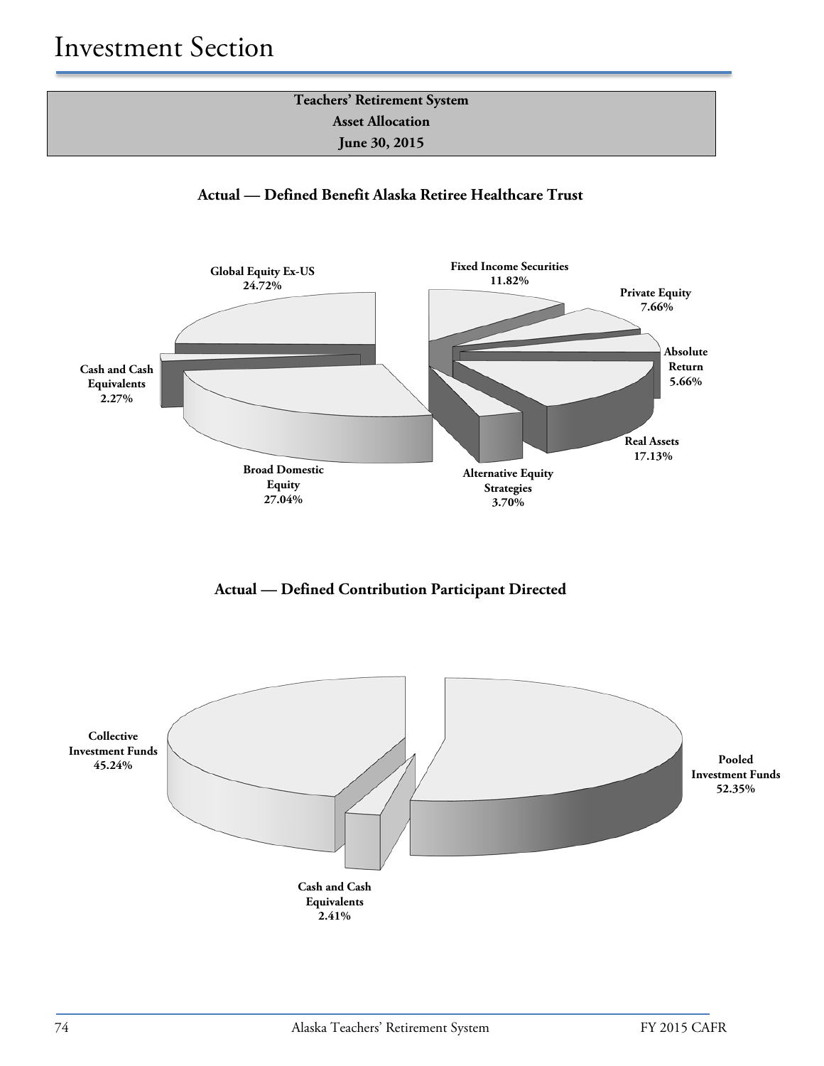# Investment Section

**Teachers' Retirement System**
**Asset Allocation**
**June 30, 2015**

### Actual — Defined Benefit Alaska Retiree Healthcare Trust

Global Equity Ex-US
24.72%

Fixed Income Securities
11.82%

Private Equity
7.66%

Absolute Return
5.66%

Real Assets
17.13%

Alternative Equity Strategies
3.70%

Broad Domestic Equity
27.04%

Cash and Cash Equivalents
2.27%

### Actual — Defined Contribution Participant Directed

Collective Investment Funds
45.24%

Pooled Investment Funds
52.35%

Cash and Cash Equivalents
2.41%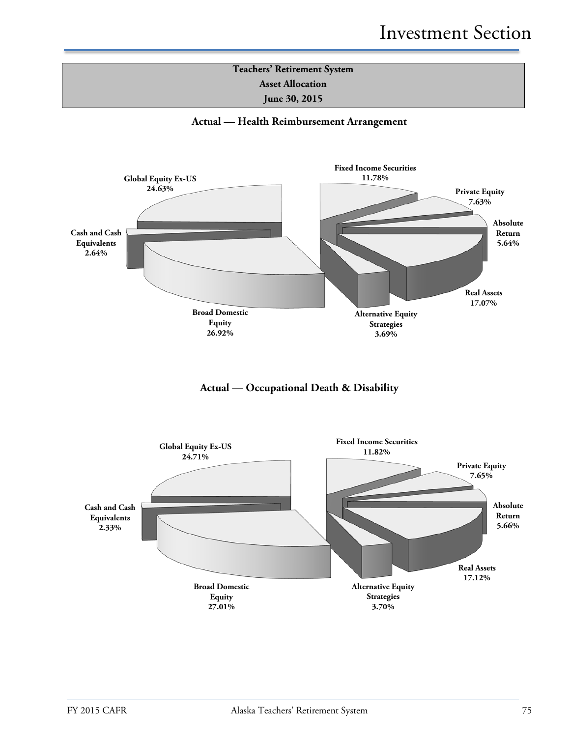**Teachers' Retirement System**
**Asset Allocation**
**June 30, 2015**

### Actual — Health Reimbursement Arrangement

Global Equity Ex-US
24.63%

Fixed Income Securities
11.78%

Private Equity
7.63%

Absolute Return
5.64%

Cash and Cash Equivalents
2.64%

Real Assets
17.07%

Broad Domestic Equity
26.92%

Alternative Equity Strategies
3.69%

### Actual — Occupational Death & Disability

Global Equity Ex-US
24.71%

Fixed Income Securities
11.82%

Private Equity
7.65%

Absolute Return
5.66%

Cash and Cash Equivalents
2.33%

Real Assets
17.12%

Broad Domestic Equity
27.01%

Alternative Equity Strategies
3.70%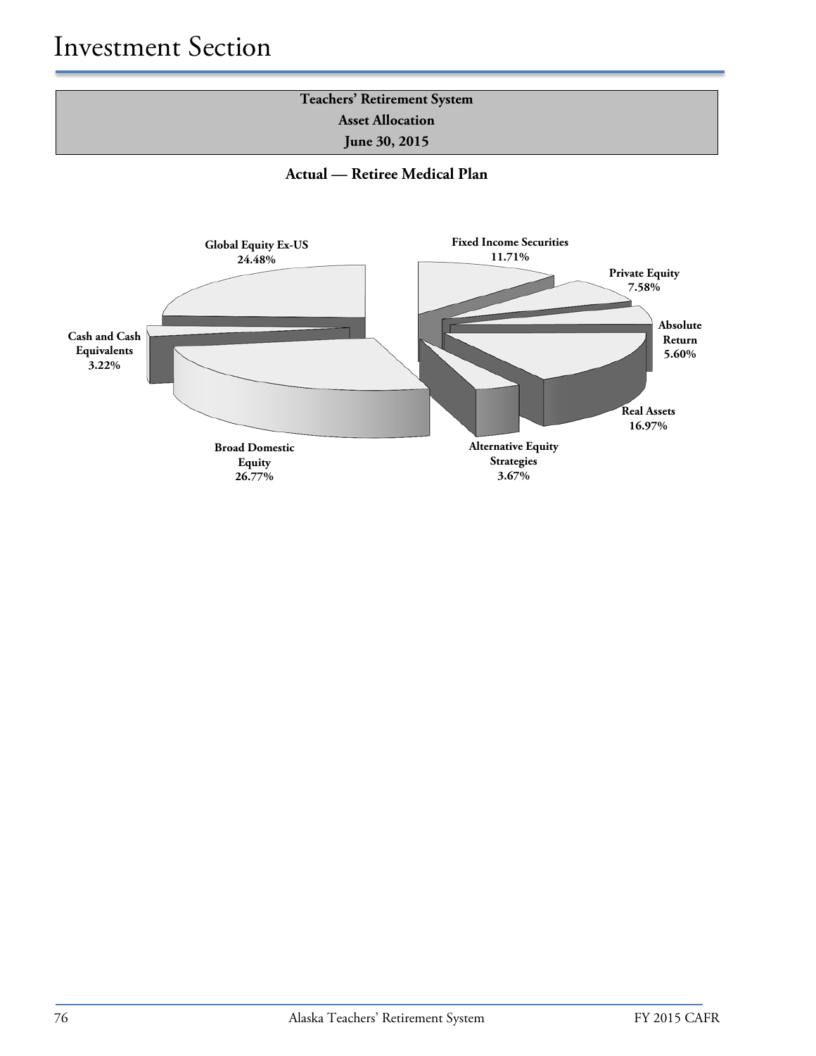# Investment Section

**Teachers' Retirement System**
**Asset Allocation**
**June 30, 2015**

**Actual — Retiree Medical Plan**

Global Equity Ex-US
24.48%

Fixed Income Securities
11.71%

Private Equity
7.58%

Absolute Return
5.60%

Cash and Cash Equivalents
3.22%

Real Assets
16.97%

Broad Domestic Equity
26.77%

Alternative Equity Strategies
3.67%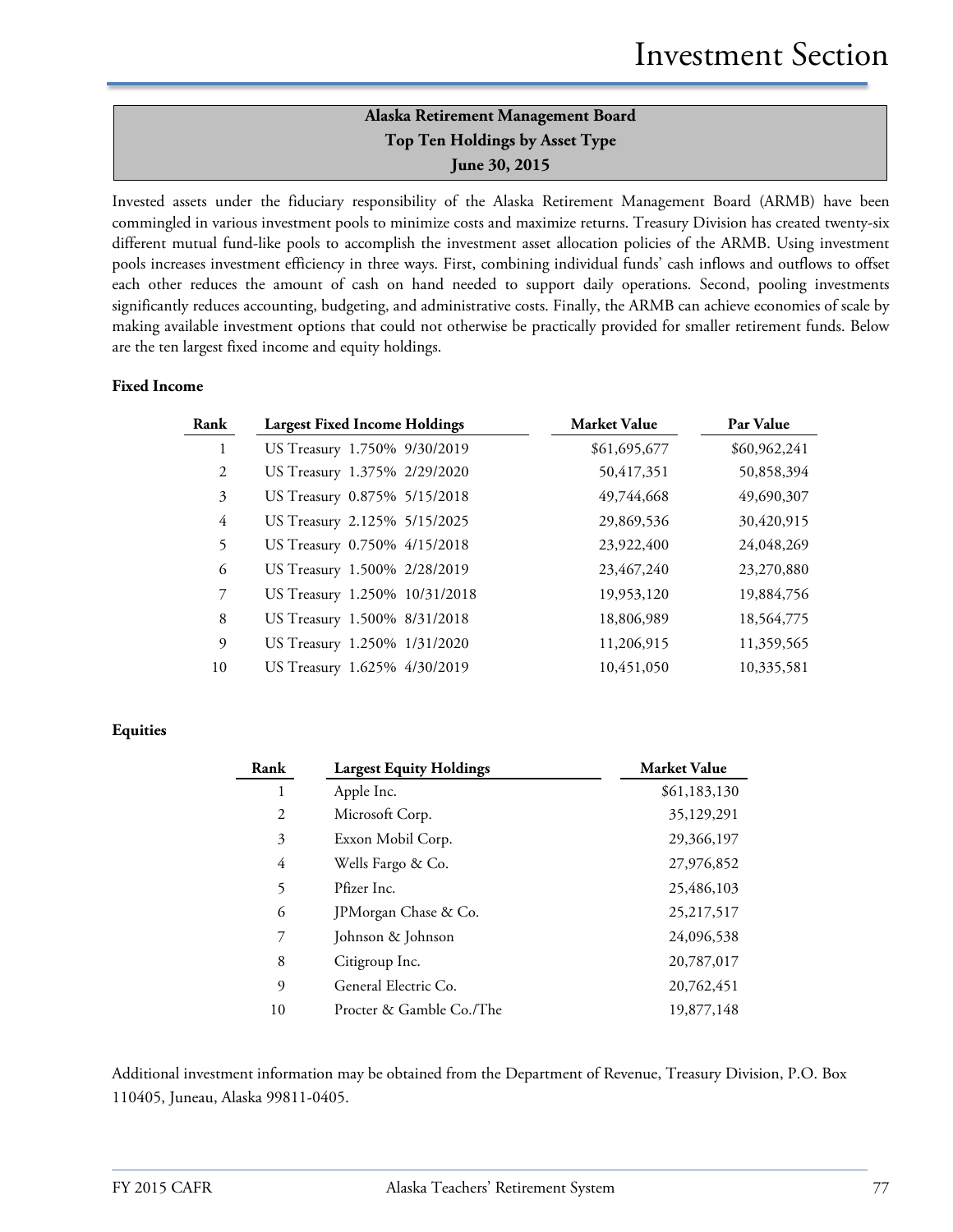## Alaska Retirement Management Board
## Top Ten Holdings by Asset Type
## June 30, 2015

Invested assets under the fiduciary responsibility of the Alaska Retirement Management Board (ARMB) have been commingled in various investment pools to minimize costs and maximize returns. Treasury Division has created twenty-six different mutual fund-like pools to accomplish the investment asset allocation policies of the ARMB. Using investment pools increases investment efficiency in three ways. First, combining individual funds' cash inflows and outflows to offset each other reduces the amount of cash on hand needed to support daily operations. Second, pooling investments significantly reduces accounting, budgeting, and administrative costs. Finally, the ARMB can achieve economies of scale by making available investment options that could not otherwise be practically provided for smaller retirement funds. Below are the ten largest fixed income and equity holdings.

**Fixed Income**

| Rank | Largest Fixed Income Holdings | Market Value | Par Value |
|---|---|---|---|
| 1 | US Treasury 1.750% 9/30/2019 | $61,695,677 | $60,962,241 |
| 2 | US Treasury 1.375% 2/29/2020 | 50,417,351 | 50,858,394 |
| 3 | US Treasury 0.875% 5/15/2018 | 49,744,668 | 49,690,307 |
| 4 | US Treasury 2.125% 5/15/2025 | 29,869,536 | 30,420,915 |
| 5 | US Treasury 0.750% 4/15/2018 | 23,922,400 | 24,048,269 |
| 6 | US Treasury 1.500% 2/28/2019 | 23,467,240 | 23,270,880 |
| 7 | US Treasury 1.250% 10/31/2018 | 19,953,120 | 19,884,756 |
| 8 | US Treasury 1.500% 8/31/2018 | 18,806,989 | 18,564,775 |
| 9 | US Treasury 1.250% 1/31/2020 | 11,206,915 | 11,359,565 |
| 10 | US Treasury 1.625% 4/30/2019 | 10,451,050 | 10,335,581 |

**Equities**

| Rank | Largest Equity Holdings | Market Value |
|---|---|---|
| 1 | Apple Inc. | $61,183,130 |
| 2 | Microsoft Corp. | 35,129,291 |
| 3 | Exxon Mobil Corp. | 29,366,197 |
| 4 | Wells Fargo & Co. | 27,976,852 |
| 5 | Pfizer Inc. | 25,486,103 |
| 6 | JPMorgan Chase & Co. | 25,217,517 |
| 7 | Johnson & Johnson | 24,096,538 |
| 8 | Citigroup Inc. | 20,787,017 |
| 9 | General Electric Co. | 20,762,451 |
| 10 | Procter & Gamble Co./The | 19,877,148 |

Additional investment information may be obtained from the Department of Revenue, Treasury Division, P.O. Box 110405, Juneau, Alaska 99811-0405.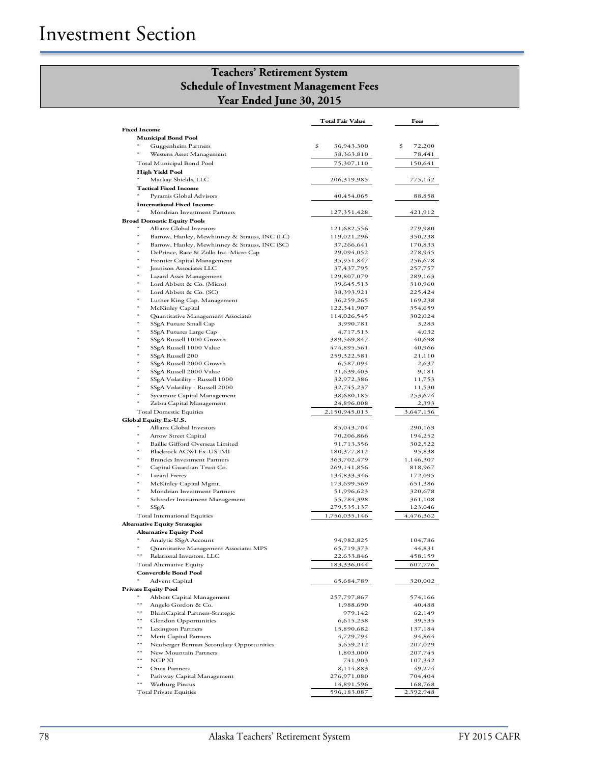# Investment Section

## Teachers' Retirement System
## Schedule of Investment Management Fees
## Year Ended June 30, 2015

| | Total Fair Value | Fees |
|---|---|---|
| **Fixed Income** | | |
| **Municipal Bond Pool** | | |
| * Guggenheim Partners | $ 36,943,300 | $ 72,200 |
| * Western Asset Management | 38,363,810 | 78,441 |
| Total Municipal Bond Pool | 75,307,110 | 150,641 |
| **High Yield Pool** | | |
| * Mackay Shields, LLC | 206,319,985 | 775,142 |
| **Tactical Fixed Income** | | |
| * Pyramis Global Advisors | 40,454,065 | 88,858 |
| **International Fixed Income** | | |
| * Mondrian Investment Partners | 127,351,428 | 421,912 |
| **Broad Domestic Equity Pools** | | |
| * Allianz Global Investors | 121,682,556 | 279,980 |
| * Barrow, Hanley, Mewhinney & Strauss, INC (LC) | 119,021,296 | 350,238 |
| * Barrow, Hanley, Mewhinney & Strauss, INC (SC) | 37,266,641 | 170,833 |
| * DePrince, Race & Zollo Inc.-Micro Cap | 29,094,052 | 278,945 |
| * Frontier Capital Management | 35,951,847 | 256,678 |
| * Jennison Associates LLC | 37,437,795 | 257,757 |
| * Lazard Asset Management | 129,807,079 | 289,163 |
| * Lord Abbett & Co. (Micro) | 39,645,513 | 310,960 |
| * Lord Abbett & Co. (SC) | 38,393,921 | 225,424 |
| * Luther King Cap. Management | 36,259,265 | 169,238 |
| * McKinley Capital | 122,341,907 | 354,659 |
| * Quantitative Management Associates | 114,026,545 | 302,024 |
| * SSgA Future Small Cap | 3,990,781 | 3,283 |
| * SSgA Futures Large Cap | 4,717,513 | 4,032 |
| * SSgA Russell 1000 Growth | 389,569,847 | 40,698 |
| * SSgA Russell 1000 Value | 474,895,561 | 40,966 |
| * SSgA Russell 200 | 259,322,581 | 21,110 |
| * SSgA Russell 2000 Growth | 6,587,094 | 2,637 |
| * SSgA Russell 2000 Value | 21,639,403 | 9,181 |
| * SSgA Volatility - Russell 1000 | 32,972,386 | 11,753 |
| * SSgA Volatility - Russell 2000 | 32,745,237 | 11,530 |
| * Sycamore Capital Management | 38,680,185 | 253,674 |
| * Zebra Capital Management | 24,896,008 | 2,393 |
| Total Domestic Equities | 2,150,945,013 | 3,647,156 |
| **Global Equity Ex-U.S.** | | |
| * Allianz Global Investors | 85,043,704 | 290,163 |
| * Arrow Street Capital | 70,206,866 | 194,252 |
| * Baillie Gifford Overseas Limited | 91,713,356 | 302,522 |
| * Blackrock ACWI Ex-US IMI | 180,377,812 | 95,838 |
| * Brandes Investment Partners | 363,702,479 | 1,146,307 |
| * Capital Guardian Trust Co. | 269,141,856 | 818,967 |
| * Lazard Freres | 134,833,346 | 172,095 |
| * McKinley Capital Mgmt. | 173,699,569 | 651,386 |
| * Mondrian Investment Partners | 51,996,623 | 320,678 |
| * Schroder Investment Management | 55,784,398 | 361,108 |
| * SSgA | 279,535,137 | 123,046 |
| Total International Equities | 1,756,035,146 | 4,476,362 |
| **Alternative Equity Strategies** | | |
| **Alternative Equity Pool** | | |
| * Analytic SSgA Account | 94,982,825 | 104,786 |
| * Quantitative Management Associates MPS | 65,719,373 | 44,831 |
| ** Relational Investors, LLC | 22,633,846 | 458,159 |
| Total Alternative Equity | 183,336,044 | 607,776 |
| **Convertible Bond Pool** | | |
| * Advent Capital | 65,684,789 | 320,002 |
| **Private Equity Pool** | | |
| * Abbott Capital Management | 257,797,867 | 574,166 |
| ** Angelo Gordon & Co. | 1,988,690 | 40,488 |
| ** BlumCapital Partners-Strategic | 979,142 | 62,149 |
| ** Glendon Opportunities | 6,615,238 | 39,535 |
| ** Lexington Partners | 15,890,682 | 137,184 |
| ** Merit Capital Partners | 4,729,794 | 94,864 |
| ** Neuberger Berman Secondary Opportunities | 5,659,212 | 207,029 |
| ** New Mountain Partners | 1,803,000 | 207,745 |
| ** NGP XI | 741,903 | 107,342 |
| ** Onex Partners | 8,114,883 | 49,274 |
| * Pathway Capital Management | 276,971,080 | 704,404 |
| ** Warburg Pincus | 14,891,596 | 168,768 |
| Total Private Equities | 596,183,087 | 2,392,948 |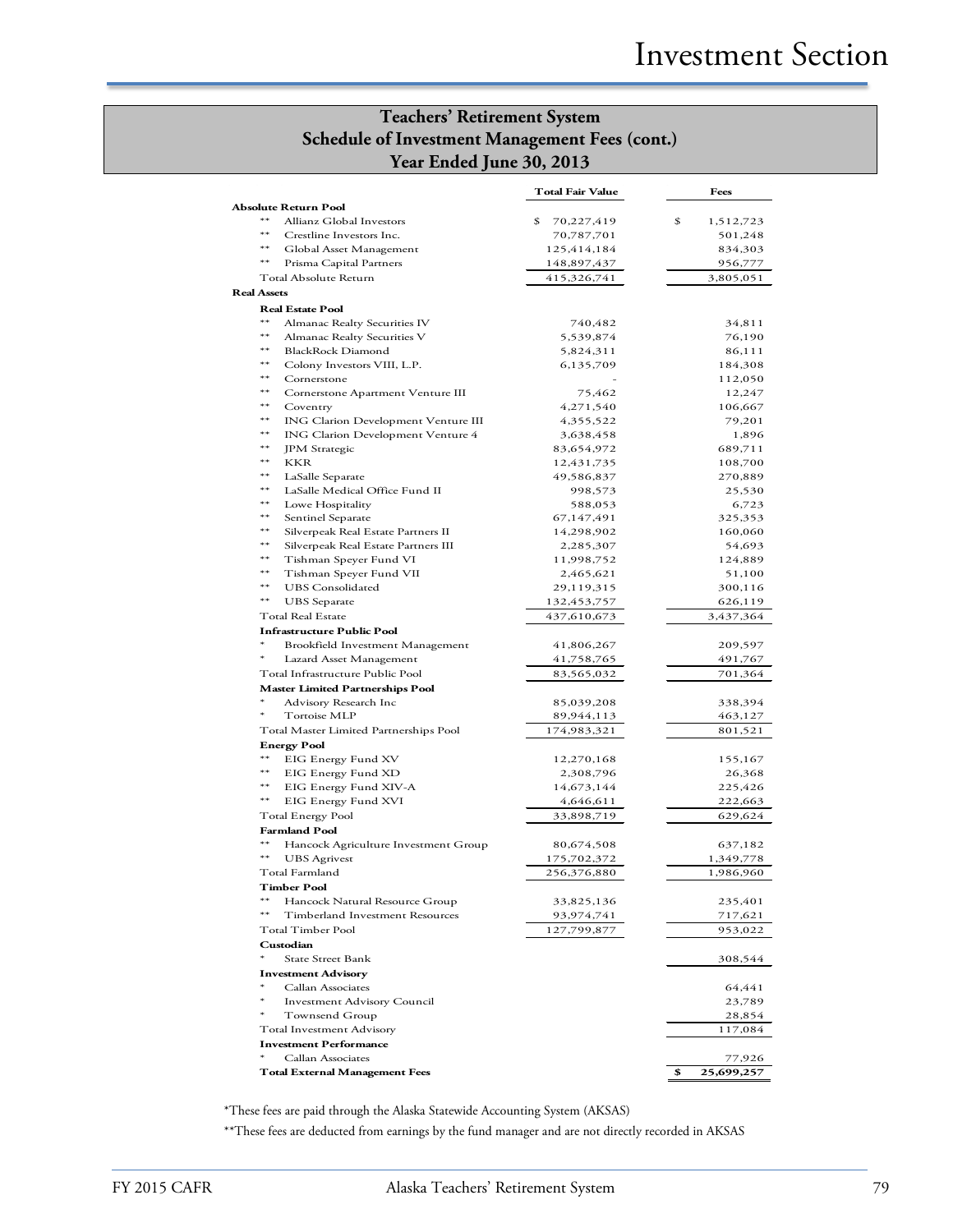## Teachers' Retirement System
## Schedule of Investment Management Fees (cont.)
## Year Ended June 30, 2013

| | Total Fair Value | Fees |
|---|---|---|
| **Absolute Return Pool** | | |
| ** Allianz Global Investors | $ 70,227,419 | $ 1,512,723 |
| ** Crestline Investors Inc. | 70,787,701 | 501,248 |
| ** Global Asset Management | 125,414,184 | 834,303 |
| ** Prisma Capital Partners | 148,897,437 | 956,777 |
| Total Absolute Return | 415,326,741 | 3,805,051 |
| **Real Assets** | | |
| **Real Estate Pool** | | |
| ** Almanac Realty Securities IV | 740,482 | 34,811 |
| ** Almanac Realty Securities V | 5,539,874 | 76,190 |
| ** BlackRock Diamond | 5,824,311 | 86,111 |
| ** Colony Investors VIII, L.P. | 6,135,709 | 184,308 |
| ** Cornerstone | - | 112,050 |
| ** Cornerstone Apartment Venture III | 75,462 | 12,247 |
| ** Coventry | 4,271,540 | 106,667 |
| ** ING Clarion Development Venture III | 4,355,522 | 79,201 |
| ** ING Clarion Development Venture 4 | 3,638,458 | 1,896 |
| ** JPM Strategic | 83,654,972 | 689,711 |
| ** KKR | 12,431,735 | 108,700 |
| ** LaSalle Separate | 49,586,837 | 270,889 |
| ** LaSalle Medical Office Fund II | 998,573 | 25,530 |
| ** Lowe Hospitality | 588,053 | 6,723 |
| ** Sentinel Separate | 67,147,491 | 325,353 |
| ** Silverpeak Real Estate Partners II | 14,298,902 | 160,060 |
| ** Silverpeak Real Estate Partners III | 2,285,307 | 54,693 |
| ** Tishman Speyer Fund VI | 11,998,752 | 124,889 |
| ** Tishman Speyer Fund VII | 2,465,621 | 51,100 |
| ** UBS Consolidated | 29,119,315 | 300,116 |
| ** UBS Separate | 132,453,757 | 626,119 |
| Total Real Estate | 437,610,673 | 3,437,364 |
| **Infrastructure Public Pool** | | |
| * Brookfield Investment Management | 41,806,267 | 209,597 |
| * Lazard Asset Management | 41,758,765 | 491,767 |
| Total Infrastructure Public Pool | 83,565,032 | 701,364 |
| **Master Limited Partnerships Pool** | | |
| * Advisory Research Inc | 85,039,208 | 338,394 |
| * Tortoise MLP | 89,944,113 | 463,127 |
| Total Master Limited Partnerships Pool | 174,983,321 | 801,521 |
| **Energy Pool** | | |
| ** EIG Energy Fund XV | 12,270,168 | 155,167 |
| ** EIG Energy Fund XD | 2,308,796 | 26,368 |
| ** EIG Energy Fund XIV-A | 14,673,144 | 225,426 |
| ** EIG Energy Fund XVI | 4,646,611 | 222,663 |
| Total Energy Pool | 33,898,719 | 629,624 |
| **Farmland Pool** | | |
| ** Hancock Agriculture Investment Group | 80,674,508 | 637,182 |
| ** UBS Agrivest | 175,702,372 | 1,349,778 |
| Total Farmland | 256,376,880 | 1,986,960 |
| **Timber Pool** | | |
| ** Hancock Natural Resource Group | 33,825,136 | 235,401 |
| ** Timberland Investment Resources | 93,974,741 | 717,621 |
| Total Timber Pool | 127,799,877 | 953,022 |
| **Custodian** | | |
| * State Street Bank | | 308,544 |
| **Investment Advisory** | | |
| * Callan Associates | | 64,441 |
| * Investment Advisory Council | | 23,789 |
| * Townsend Group | | 28,854 |
| Total Investment Advisory | | 117,084 |
| **Investment Performance** | | |
| * Callan Associates | | 77,926 |
| **Total External Management Fees** | | **$ 25,699,257** |

*These fees are paid through the Alaska Statewide Accounting System (AKSAS)

**These fees are deducted from earnings by the fund manager and are not directly recorded in AKSAS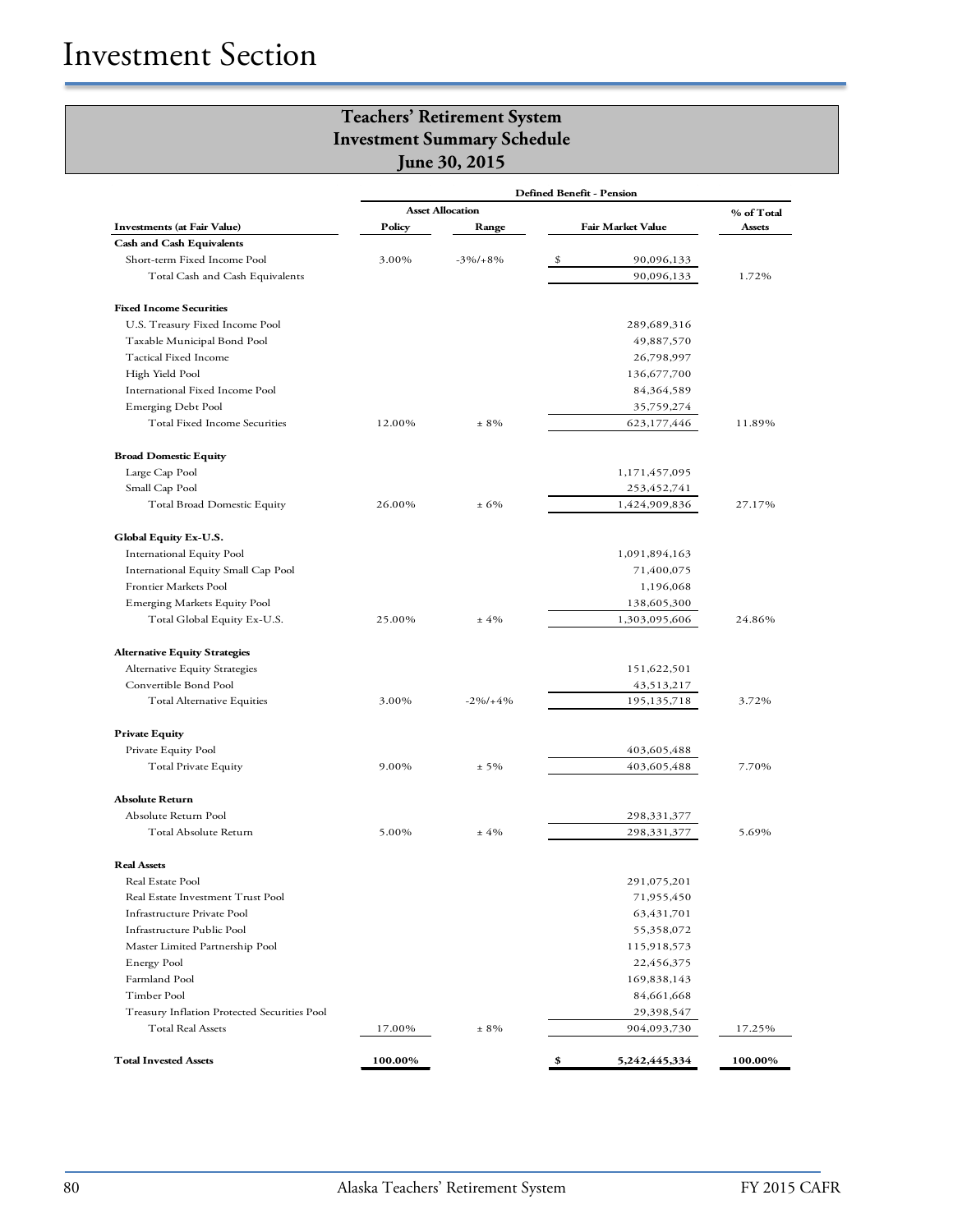# Investment Section

## Teachers' Retirement System
## Investment Summary Schedule
## June 30, 2015

| | Defined Benefit - Pension | | | |
|---|---|---|---|---|
| | Asset Allocation | | | % of Total |
| **Investments (at Fair Value)** | **Policy** | **Range** | **Fair Market Value** | **Assets** |
| **Cash and Cash Equivalents** | | | | |
| Short-term Fixed Income Pool | 3.00% | -3%/+8% | $ 90,096,133 | |
| Total Cash and Cash Equivalents | | | 90,096,133 | 1.72% |
| | | | | |
| **Fixed Income Securities** | | | | |
| U.S. Treasury Fixed Income Pool | | | 289,689,316 | |
| Taxable Municipal Bond Pool | | | 49,887,570 | |
| Tactical Fixed Income | | | 26,798,997 | |
| High Yield Pool | | | 136,677,700 | |
| International Fixed Income Pool | | | 84,364,589 | |
| Emerging Debt Pool | | | 35,759,274 | |
| Total Fixed Income Securities | 12.00% | ± 8% | 623,177,446 | 11.89% |
| | | | | |
| **Broad Domestic Equity** | | | | |
| Large Cap Pool | | | 1,171,457,095 | |
| Small Cap Pool | | | 253,452,741 | |
| Total Broad Domestic Equity | 26.00% | ± 6% | 1,424,909,836 | 27.17% |
| | | | | |
| **Global Equity Ex-U.S.** | | | | |
| International Equity Pool | | | 1,091,894,163 | |
| International Equity Small Cap Pool | | | 71,400,075 | |
| Frontier Markets Pool | | | 1,196,068 | |
| Emerging Markets Equity Pool | | | 138,605,300 | |
| Total Global Equity Ex-U.S. | 25.00% | ± 4% | 1,303,095,606 | 24.86% |
| | | | | |
| **Alternative Equity Strategies** | | | | |
| Alternative Equity Strategies | | | 151,622,501 | |
| Convertible Bond Pool | | | 43,513,217 | |
| Total Alternative Equities | 3.00% | -2%/+4% | 195,135,718 | 3.72% |
| | | | | |
| **Private Equity** | | | | |
| Private Equity Pool | | | 403,605,488 | |
| Total Private Equity | 9.00% | ± 5% | 403,605,488 | 7.70% |
| | | | | |
| **Absolute Return** | | | | |
| Absolute Return Pool | | | 298,331,377 | |
| Total Absolute Return | 5.00% | ± 4% | 298,331,377 | 5.69% |
| | | | | |
| **Real Assets** | | | | |
| Real Estate Pool | | | 291,075,201 | |
| Real Estate Investment Trust Pool | | | 71,955,450 | |
| Infrastructure Private Pool | | | 63,431,701 | |
| Infrastructure Public Pool | | | 55,358,072 | |
| Master Limited Partnership Pool | | | 115,918,573 | |
| Energy Pool | | | 22,456,375 | |
| Farmland Pool | | | 169,838,143 | |
| Timber Pool | | | 84,661,668 | |
| Treasury Inflation Protected Securities Pool | | | 29,398,547 | |
| Total Real Assets | 17.00% | ± 8% | 904,093,730 | 17.25% |
| | | | | |
| **Total Invested Assets** | **100.00%** | | **$ 5,242,445,334** | **100.00%** |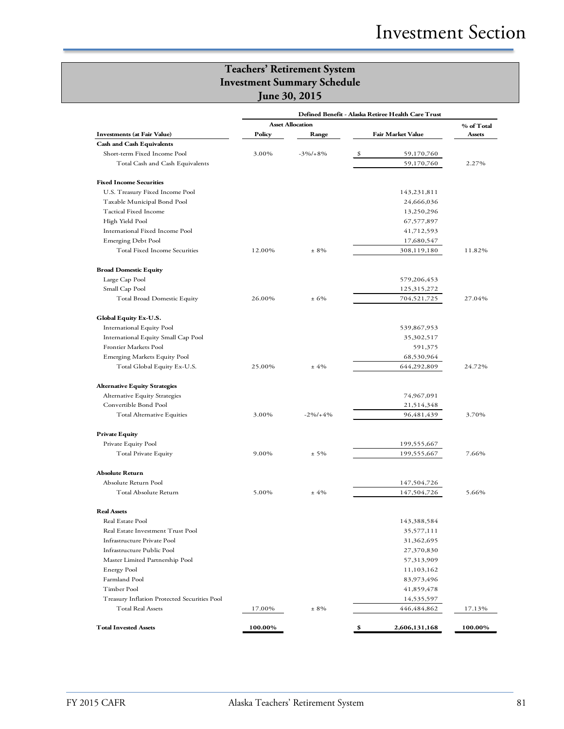## Teachers' Retirement System
## Investment Summary Schedule
## June 30, 2015

| | Defined Benefit - Alaska Retiree Health Care Trust | | | |
|---|---|---|---|---|
| | Asset Allocation | | | |
| Investments (at Fair Value) | Policy | Range | Fair Market Value | % of Total Assets |
| **Cash and Cash Equivalents** | | | | |
| Short-term Fixed Income Pool | 3.00% | -3%/+8% | $ 59,170,760 | |
| Total Cash and Cash Equivalents | | | 59,170,760 | 2.27% |
| **Fixed Income Securities** | | | | |
| U.S. Treasury Fixed Income Pool | | | 143,231,811 | |
| Taxable Municipal Bond Pool | | | 24,666,036 | |
| Tactical Fixed Income | | | 13,250,296 | |
| High Yield Pool | | | 67,577,897 | |
| International Fixed Income Pool | | | 41,712,593 | |
| Emerging Debt Pool | | | 17,680,547 | |
| Total Fixed Income Securities | 12.00% | ± 8% | 308,119,180 | 11.82% |
| **Broad Domestic Equity** | | | | |
| Large Cap Pool | | | 579,206,453 | |
| Small Cap Pool | | | 125,315,272 | |
| Total Broad Domestic Equity | 26.00% | ± 6% | 704,521,725 | 27.04% |
| **Global Equity Ex-U.S.** | | | | |
| International Equity Pool | | | 539,867,953 | |
| International Equity Small Cap Pool | | | 35,302,517 | |
| Frontier Markets Pool | | | 591,375 | |
| Emerging Markets Equity Pool | | | 68,530,964 | |
| Total Global Equity Ex-U.S. | 25.00% | ± 4% | 644,292,809 | 24.72% |
| **Alternative Equity Strategies** | | | | |
| Alternative Equity Strategies | | | 74,967,091 | |
| Convertible Bond Pool | | | 21,514,348 | |
| Total Alternative Equities | 3.00% | -2%/+4% | 96,481,439 | 3.70% |
| **Private Equity** | | | | |
| Private Equity Pool | | | 199,555,667 | |
| Total Private Equity | 9.00% | ± 5% | 199,555,667 | 7.66% |
| **Absolute Return** | | | | |
| Absolute Return Pool | | | 147,504,726 | |
| Total Absolute Return | 5.00% | ± 4% | 147,504,726 | 5.66% |
| **Real Assets** | | | | |
| Real Estate Pool | | | 143,388,584 | |
| Real Estate Investment Trust Pool | | | 35,577,111 | |
| Infrastructure Private Pool | | | 31,362,695 | |
| Infrastructure Public Pool | | | 27,370,830 | |
| Master Limited Partnership Pool | | | 57,313,909 | |
| Energy Pool | | | 11,103,162 | |
| Farmland Pool | | | 83,973,496 | |
| Timber Pool | | | 41,859,478 | |
| Treasury Inflation Protected Securities Pool | | | 14,535,597 | |
| Total Real Assets | 17.00% | ± 8% | 446,484,862 | 17.13% |
| **Total Invested Assets** | **100.00%** | | **$ 2,606,131,168** | **100.00%** |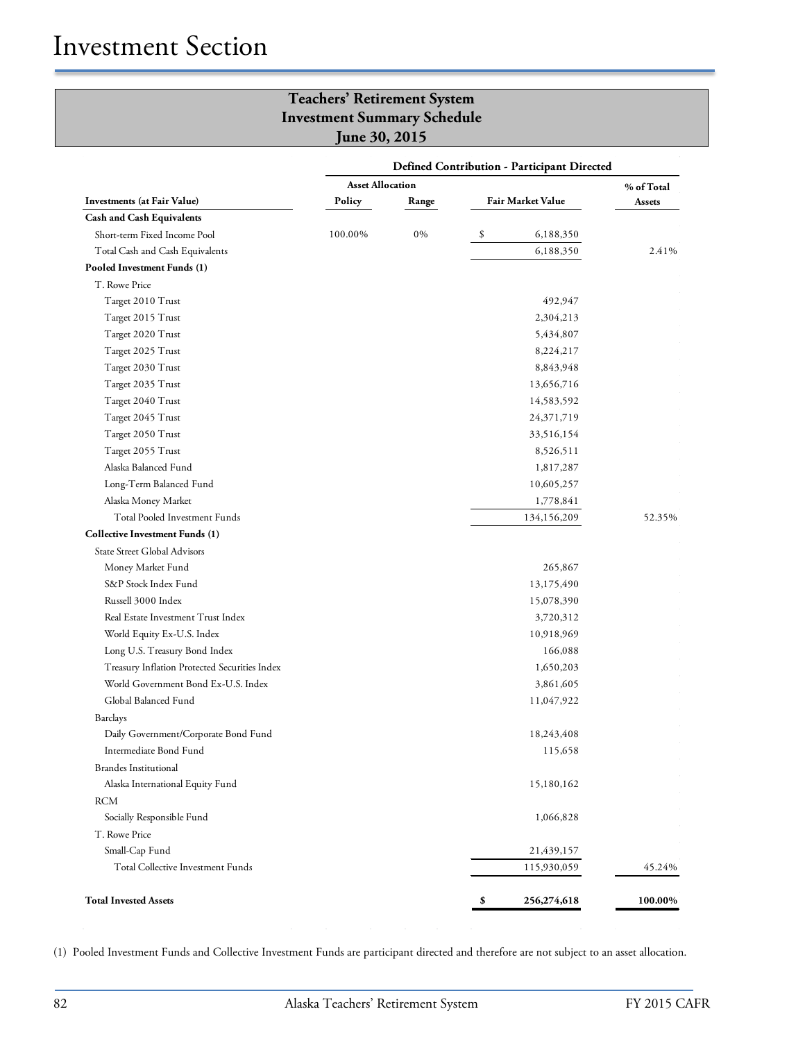# Investment Section

## Teachers' Retirement System
## Investment Summary Schedule
## June 30, 2015

| | Defined Contribution - Participant Directed | | | |
|---|---|---|---|---|
| | Asset Allocation | | | |
| **Investments (at Fair Value)** | Policy | Range | Fair Market Value | % of Total Assets |
| **Cash and Cash Equivalents** | | | | |
| Short-term Fixed Income Pool | 100.00% | 0% | $ 6,188,350 | |
| Total Cash and Cash Equivalents | | | 6,188,350 | 2.41% |
| **Pooled Investment Funds (1)** | | | | |
| T. Rowe Price | | | | |
| Target 2010 Trust | | | 492,947 | |
| Target 2015 Trust | | | 2,304,213 | |
| Target 2020 Trust | | | 5,434,807 | |
| Target 2025 Trust | | | 8,224,217 | |
| Target 2030 Trust | | | 8,843,948 | |
| Target 2035 Trust | | | 13,656,716 | |
| Target 2040 Trust | | | 14,583,592 | |
| Target 2045 Trust | | | 24,371,719 | |
| Target 2050 Trust | | | 33,516,154 | |
| Target 2055 Trust | | | 8,526,511 | |
| Alaska Balanced Fund | | | 1,817,287 | |
| Long-Term Balanced Fund | | | 10,605,257 | |
| Alaska Money Market | | | 1,778,841 | |
| Total Pooled Investment Funds | | | 134,156,209 | 52.35% |
| **Collective Investment Funds (1)** | | | | |
| State Street Global Advisors | | | | |
| Money Market Fund | | | 265,867 | |
| S&P Stock Index Fund | | | 13,175,490 | |
| Russell 3000 Index | | | 15,078,390 | |
| Real Estate Investment Trust Index | | | 3,720,312 | |
| World Equity Ex-U.S. Index | | | 10,918,969 | |
| Long U.S. Treasury Bond Index | | | 166,088 | |
| Treasury Inflation Protected Securities Index | | | 1,650,203 | |
| World Government Bond Ex-U.S. Index | | | 3,861,605 | |
| Global Balanced Fund | | | 11,047,922 | |
| Barclays | | | | |
| Daily Government/Corporate Bond Fund | | | 18,243,408 | |
| Intermediate Bond Fund | | | 115,658 | |
| Brandes Institutional | | | | |
| Alaska International Equity Fund | | | 15,180,162 | |
| RCM | | | | |
| Socially Responsible Fund | | | 1,066,828 | |
| T. Rowe Price | | | | |
| Small-Cap Fund | | | 21,439,157 | |
| Total Collective Investment Funds | | | 115,930,059 | 45.24% |
| **Total Invested Assets** | | | **$ 256,274,618** | **100.00%** |

(1) Pooled Investment Funds and Collective Investment Funds are participant directed and therefore are not subject to an asset allocation.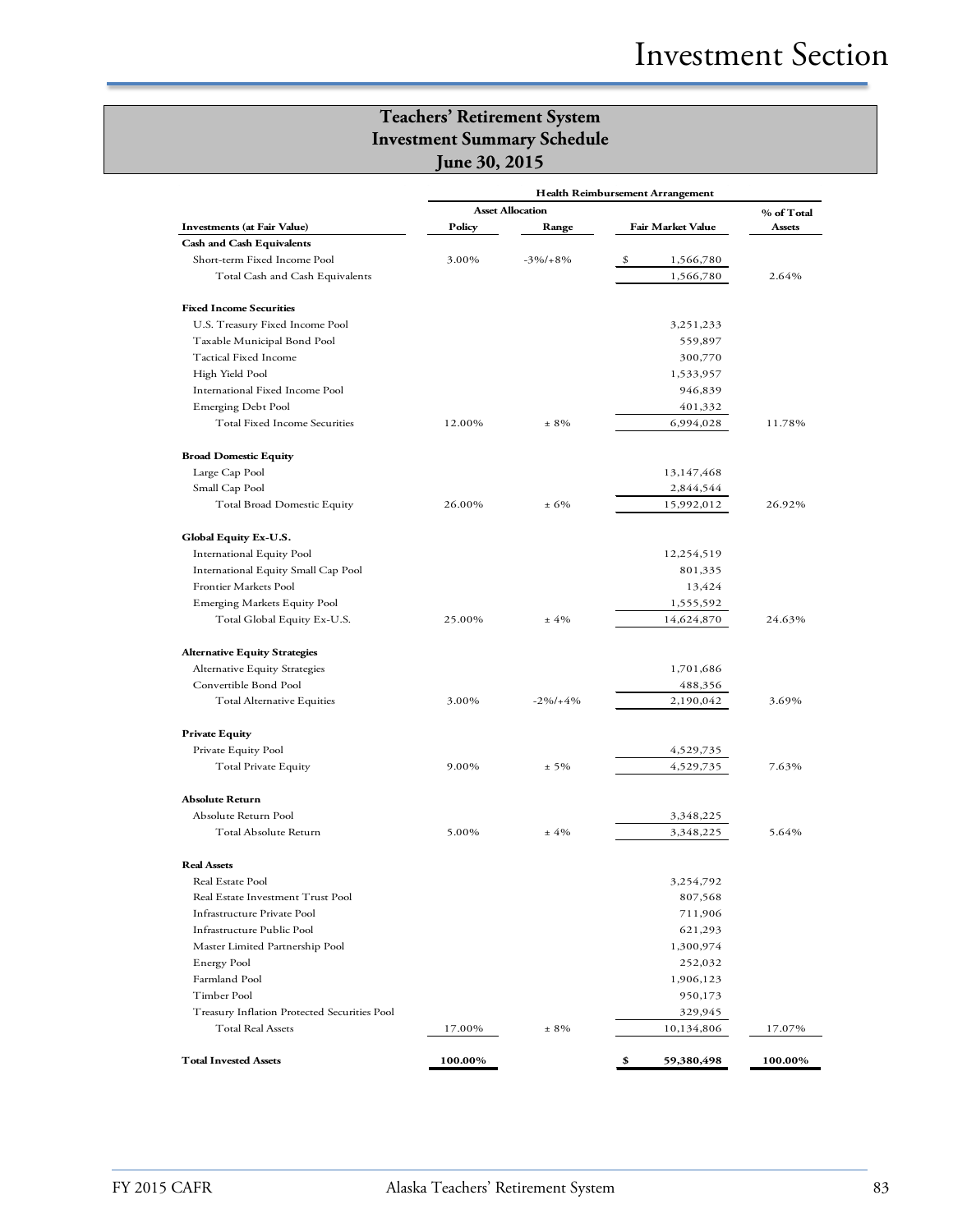## Teachers' Retirement System
## Investment Summary Schedule
## June 30, 2015

| | Health Reimbursement Arrangement | | | |
|---|---|---|---|---|
| | Asset Allocation | | | |
| Investments (at Fair Value) | Policy | Range | Fair Market Value | % of Total Assets |
| **Cash and Cash Equivalents** | | | | |
| Short-term Fixed Income Pool | 3.00% | -3%/+8% | $ 1,566,780 | |
| Total Cash and Cash Equivalents | | | 1,566,780 | 2.64% |
| **Fixed Income Securities** | | | | |
| U.S. Treasury Fixed Income Pool | | | 3,251,233 | |
| Taxable Municipal Bond Pool | | | 559,897 | |
| Tactical Fixed Income | | | 300,770 | |
| High Yield Pool | | | 1,533,957 | |
| International Fixed Income Pool | | | 946,839 | |
| Emerging Debt Pool | | | 401,332 | |
| Total Fixed Income Securities | 12.00% | ± 8% | 6,994,028 | 11.78% |
| **Broad Domestic Equity** | | | | |
| Large Cap Pool | | | 13,147,468 | |
| Small Cap Pool | | | 2,844,544 | |
| Total Broad Domestic Equity | 26.00% | ± 6% | 15,992,012 | 26.92% |
| **Global Equity Ex-U.S.** | | | | |
| International Equity Pool | | | 12,254,519 | |
| International Equity Small Cap Pool | | | 801,335 | |
| Frontier Markets Pool | | | 13,424 | |
| Emerging Markets Equity Pool | | | 1,555,592 | |
| Total Global Equity Ex-U.S. | 25.00% | ± 4% | 14,624,870 | 24.63% |
| **Alternative Equity Strategies** | | | | |
| Alternative Equity Strategies | | | 1,701,686 | |
| Convertible Bond Pool | | | 488,356 | |
| Total Alternative Equities | 3.00% | -2%/+4% | 2,190,042 | 3.69% |
| **Private Equity** | | | | |
| Private Equity Pool | | | 4,529,735 | |
| Total Private Equity | 9.00% | ± 5% | 4,529,735 | 7.63% |
| **Absolute Return** | | | | |
| Absolute Return Pool | | | 3,348,225 | |
| Total Absolute Return | 5.00% | ± 4% | 3,348,225 | 5.64% |
| **Real Assets** | | | | |
| Real Estate Pool | | | 3,254,792 | |
| Real Estate Investment Trust Pool | | | 807,568 | |
| Infrastructure Private Pool | | | 711,906 | |
| Infrastructure Public Pool | | | 621,293 | |
| Master Limited Partnership Pool | | | 1,300,974 | |
| Energy Pool | | | 252,032 | |
| Farmland Pool | | | 1,906,123 | |
| Timber Pool | | | 950,173 | |
| Treasury Inflation Protected Securities Pool | | | 329,945 | |
| Total Real Assets | 17.00% | ± 8% | 10,134,806 | 17.07% |
| **Total Invested Assets** | **100.00%** | | **$ 59,380,498** | **100.00%** |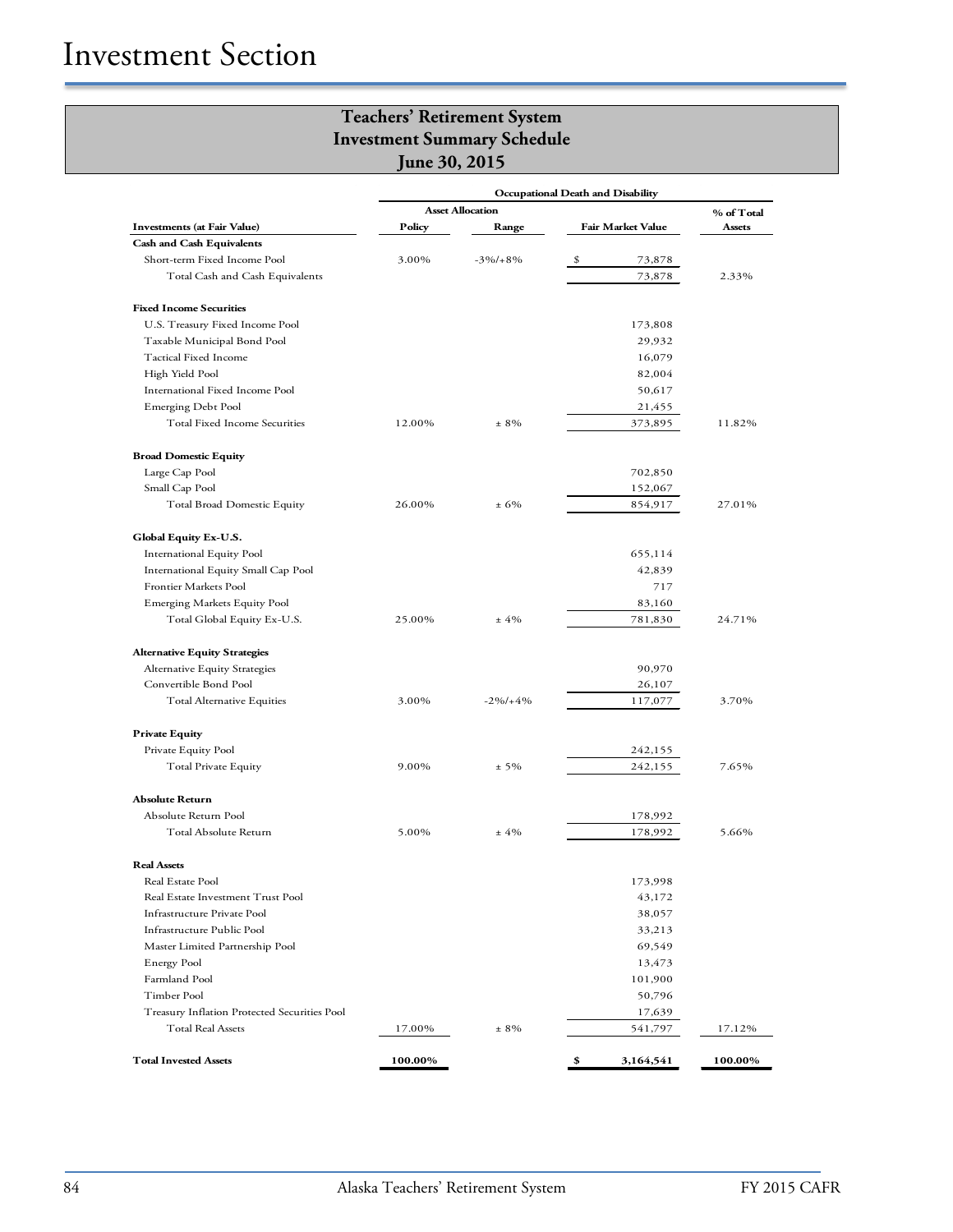## Teachers' Retirement System
## Investment Summary Schedule
## June 30, 2015

| Investments (at Fair Value) | Occupational Death and Disability | | | |
|---|---|---|---|---|
| | Asset Allocation | | | |
| | Policy | Range | Fair Market Value | % of Total Assets |
| **Cash and Cash Equivalents** | | | | |
| Short-term Fixed Income Pool | 3.00% | -3%/+8% | $ 73,878 | |
| Total Cash and Cash Equivalents | | | 73,878 | 2.33% |
| **Fixed Income Securities** | | | | |
| U.S. Treasury Fixed Income Pool | | | 173,808 | |
| Taxable Municipal Bond Pool | | | 29,932 | |
| Tactical Fixed Income | | | 16,079 | |
| High Yield Pool | | | 82,004 | |
| International Fixed Income Pool | | | 50,617 | |
| Emerging Debt Pool | | | 21,455 | |
| Total Fixed Income Securities | 12.00% | ± 8% | 373,895 | 11.82% |
| **Broad Domestic Equity** | | | | |
| Large Cap Pool | | | 702,850 | |
| Small Cap Pool | | | 152,067 | |
| Total Broad Domestic Equity | 26.00% | ± 6% | 854,917 | 27.01% |
| **Global Equity Ex-U.S.** | | | | |
| International Equity Pool | | | 655,114 | |
| International Equity Small Cap Pool | | | 42,839 | |
| Frontier Markets Pool | | | 717 | |
| Emerging Markets Equity Pool | | | 83,160 | |
| Total Global Equity Ex-U.S. | 25.00% | ± 4% | 781,830 | 24.71% |
| **Alternative Equity Strategies** | | | | |
| Alternative Equity Strategies | | | 90,970 | |
| Convertible Bond Pool | | | 26,107 | |
| Total Alternative Equities | 3.00% | -2%/+4% | 117,077 | 3.70% |
| **Private Equity** | | | | |
| Private Equity Pool | | | 242,155 | |
| Total Private Equity | 9.00% | ± 5% | 242,155 | 7.65% |
| **Absolute Return** | | | | |
| Absolute Return Pool | | | 178,992 | |
| Total Absolute Return | 5.00% | ± 4% | 178,992 | 5.66% |
| **Real Assets** | | | | |
| Real Estate Pool | | | 173,998 | |
| Real Estate Investment Trust Pool | | | 43,172 | |
| Infrastructure Private Pool | | | 38,057 | |
| Infrastructure Public Pool | | | 33,213 | |
| Master Limited Partnership Pool | | | 69,549 | |
| Energy Pool | | | 13,473 | |
| Farmland Pool | | | 101,900 | |
| Timber Pool | | | 50,796 | |
| Treasury Inflation Protected Securities Pool | | | 17,639 | |
| Total Real Assets | 17.00% | ± 8% | 541,797 | 17.12% |
| **Total Invested Assets** | **100.00%** | | **$ 3,164,541** | **100.00%** |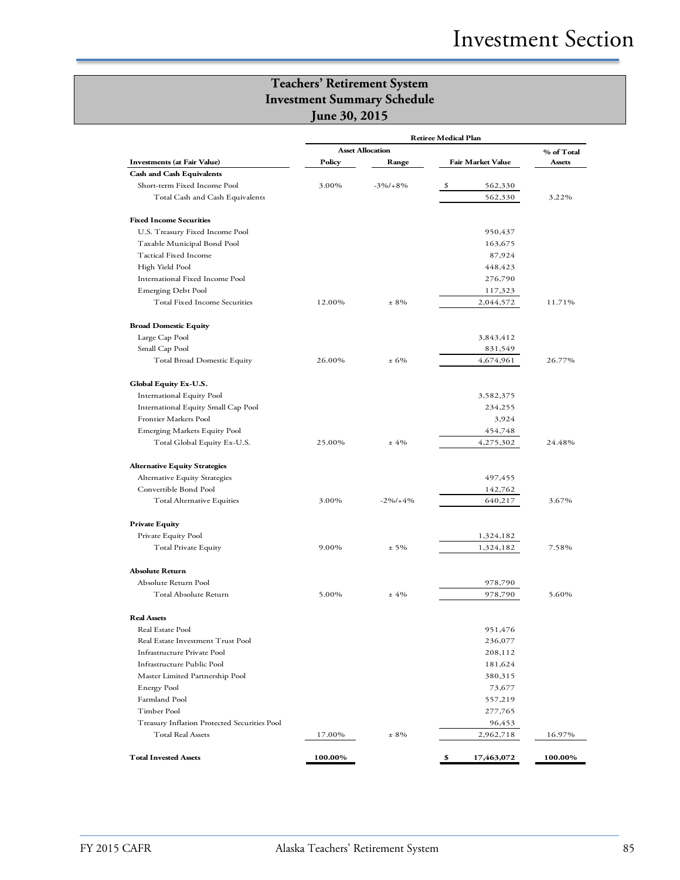# Teachers' Retirement System
## Investment Summary Schedule
## June 30, 2015

| | Retiree Medical Plan | | | |
|---|---|---|---|---|
| | Asset Allocation | | | % of Total |
| Investments (at Fair Value) | Policy | Range | Fair Market Value | Assets |
| **Cash and Cash Equivalents** | | | | |
| Short-term Fixed Income Pool | 3.00% | -3%/+8% | $ 562,330 | |
| Total Cash and Cash Equivalents | | | 562,330 | 3.22% |
| **Fixed Income Securities** | | | | |
| U.S. Treasury Fixed Income Pool | | | 950,437 | |
| Taxable Municipal Bond Pool | | | 163,675 | |
| Tactical Fixed Income | | | 87,924 | |
| High Yield Pool | | | 448,423 | |
| International Fixed Income Pool | | | 276,790 | |
| Emerging Debt Pool | | | 117,323 | |
| Total Fixed Income Securities | 12.00% | ± 8% | 2,044,572 | 11.71% |
| **Broad Domestic Equity** | | | | |
| Large Cap Pool | | | 3,843,412 | |
| Small Cap Pool | | | 831,549 | |
| Total Broad Domestic Equity | 26.00% | ± 6% | 4,674,961 | 26.77% |
| **Global Equity Ex-U.S.** | | | | |
| International Equity Pool | | | 3,582,375 | |
| International Equity Small Cap Pool | | | 234,255 | |
| Frontier Markets Pool | | | 3,924 | |
| Emerging Markets Equity Pool | | | 454,748 | |
| Total Global Equity Ex-U.S. | 25.00% | ± 4% | 4,275,302 | 24.48% |
| **Alternative Equity Strategies** | | | | |
| Alternative Equity Strategies | | | 497,455 | |
| Convertible Bond Pool | | | 142,762 | |
| Total Alternative Equities | 3.00% | -2%/+4% | 640,217 | 3.67% |
| **Private Equity** | | | | |
| Private Equity Pool | | | 1,324,182 | |
| Total Private Equity | 9.00% | ± 5% | 1,324,182 | 7.58% |
| **Absolute Return** | | | | |
| Absolute Return Pool | | | 978,790 | |
| Total Absolute Return | 5.00% | ± 4% | 978,790 | 5.60% |
| **Real Assets** | | | | |
| Real Estate Pool | | | 951,476 | |
| Real Estate Investment Trust Pool | | | 236,077 | |
| Infrastructure Private Pool | | | 208,112 | |
| Infrastructure Public Pool | | | 181,624 | |
| Master Limited Partnership Pool | | | 380,315 | |
| Energy Pool | | | 73,677 | |
| Farmland Pool | | | 557,219 | |
| Timber Pool | | | 277,765 | |
| Treasury Inflation Protected Securities Pool | | | 96,453 | |
| Total Real Assets | 17.00% | ± 8% | 2,962,718 | 16.97% |
| **Total Invested Assets** | **100.00%** | | **$ 17,463,072** | **100.00%** |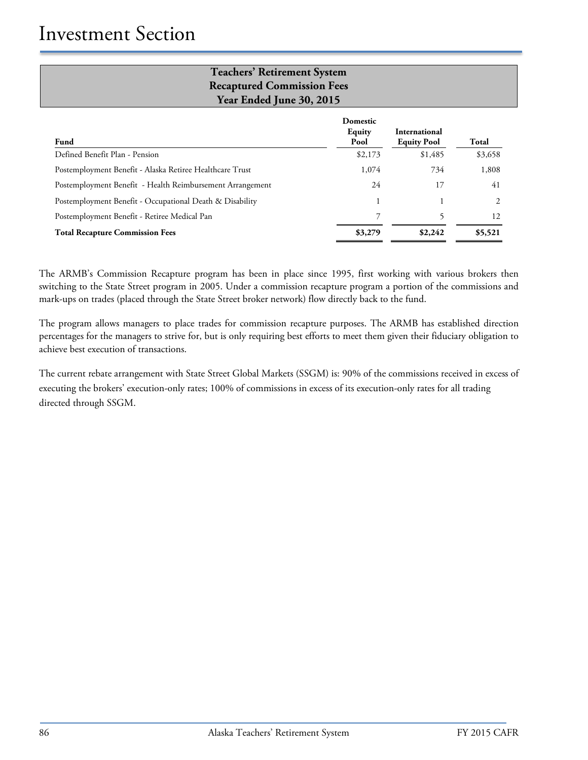# Investment Section

## Teachers' Retirement System
## Recaptured Commission Fees
## Year Ended June 30, 2015

| Fund | Domestic Equity Pool | International Equity Pool | Total |
|---|---|---|---|
| Defined Benefit Plan - Pension | $2,173 | $1,485 | $3,658 |
| Postemployment Benefit - Alaska Retiree Healthcare Trust | 1,074 | 734 | 1,808 |
| Postemployment Benefit - Health Reimbursement Arrangement | 24 | 17 | 41 |
| Postemployment Benefit - Occupational Death & Disability | 1 | 1 | 2 |
| Postemployment Benefit - Retiree Medical Pan | 7 | 5 | 12 |
| **Total Recapture Commission Fees** | **$3,279** | **$2,242** | **$5,521** |

The ARMB's Commission Recapture program has been in place since 1995, first working with various brokers then switching to the State Street program in 2005. Under a commission recapture program a portion of the commissions and mark-ups on trades (placed through the State Street broker network) flow directly back to the fund.

The program allows managers to place trades for commission recapture purposes. The ARMB has established direction percentages for the managers to strive for, but is only requiring best efforts to meet them given their fiduciary obligation to achieve best execution of transactions.

The current rebate arrangement with State Street Global Markets (SSGM) is: 90% of the commissions received in excess of executing the brokers' execution-only rates; 100% of commissions in excess of its execution-only rates for all trading directed through SSGM.